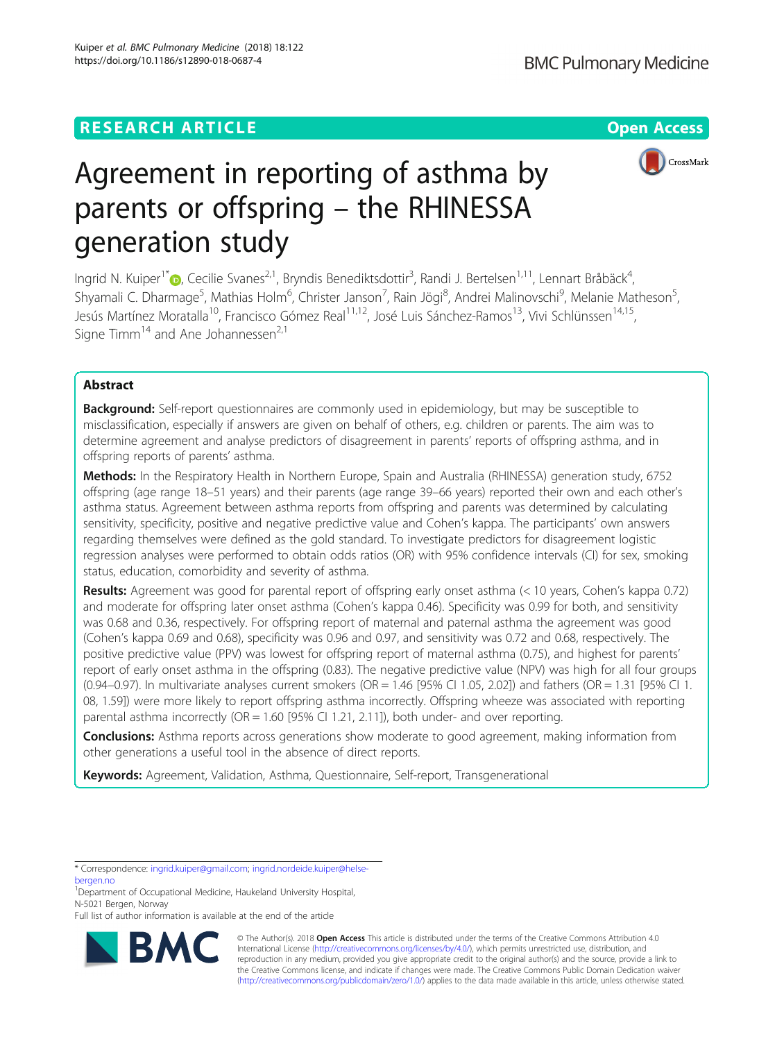RESEARCH ARTICLE

Open Access

# Agreement in reporting of asthma by parents or offspring – the RHINESSA generation study

Ingrid N. Kuiper[1*], Cecilie Svanes[2,1], Bryndis Benediktsdottir[3], Randi J. Bertelsen[1,11], Lennart Bråbäck[4], Shyamali C. Dharmage[5], Mathias Holm[6], Christer Janson[7], Rain Jõgi[8], Andrei Malinovschi[9], Melanie Matheson[5], Jesús Martínez Moratalla[10], Francisco Gómez Real[11,12], José Luis Sánchez-Ramos[13], Vivi Schlünssen[14,15], Signe Timm[14] and Ane Johannessen[2,1]

## Abstract

**Background:** Self-report questionnaires are commonly used in epidemiology, but may be susceptible to misclassification, especially if answers are given on behalf of others, e.g. children or parents. The aim was to determine agreement and analyse predictors of disagreement in parents' reports of offspring asthma, and in offspring reports of parents' asthma.

**Methods:** In the Respiratory Health in Northern Europe, Spain and Australia (RHINESSA) generation study, 6752 offspring (age range 18–51 years) and their parents (age range 39–66 years) reported their own and each other's asthma status. Agreement between asthma reports from offspring and parents was determined by calculating sensitivity, specificity, positive and negative predictive value and Cohen's kappa. The participants' own answers regarding themselves were defined as the gold standard. To investigate predictors for disagreement logistic regression analyses were performed to obtain odds ratios (OR) with 95% confidence intervals (CI) for sex, smoking status, education, comorbidity and severity of asthma.

**Results:** Agreement was good for parental report of offspring early onset asthma (< 10 years, Cohen's kappa 0.72) and moderate for offspring later onset asthma (Cohen's kappa 0.46). Specificity was 0.99 for both, and sensitivity was 0.68 and 0.36, respectively. For offspring report of maternal and paternal asthma the agreement was good (Cohen's kappa 0.69 and 0.68), specificity was 0.96 and 0.97, and sensitivity was 0.72 and 0.68, respectively. The positive predictive value (PPV) was lowest for offspring report of maternal asthma (0.75), and highest for parents' report of early onset asthma in the offspring (0.83). The negative predictive value (NPV) was high for all four groups (0.94–0.97). In multivariate analyses current smokers (OR = 1.46 [95% CI 1.05, 2.02]) and fathers (OR = 1.31 [95% CI 1.08, 1.59]) were more likely to report offspring asthma incorrectly. Offspring wheeze was associated with reporting parental asthma incorrectly (OR = 1.60 [95% CI 1.21, 2.11]), both under- and over reporting.

**Conclusions:** Asthma reports across generations show moderate to good agreement, making information from other generations a useful tool in the absence of direct reports.

**Keywords:** Agreement, Validation, Asthma, Questionnaire, Self-report, Transgenerational

---

* Correspondence: ingrid.kuiper@gmail.com; ingrid.nordeide.kuiper@helse-bergen.no

[1]Department of Occupational Medicine, Haukeland University Hospital, N-5021 Bergen, Norway

Full list of author information is available at the end of the article

© The Author(s). 2018 **Open Access** This article is distributed under the terms of the Creative Commons Attribution 4.0 International License (http://creativecommons.org/licenses/by/4.0/), which permits unrestricted use, distribution, and reproduction in any medium, provided you give appropriate credit to the original author(s) and the source, provide a link to the Creative Commons license, and indicate if changes were made. The Creative Commons Public Domain Dedication waiver (http://creativecommons.org/publicdomain/zero/1.0/) applies to the data made available in this article, unless otherwise stated.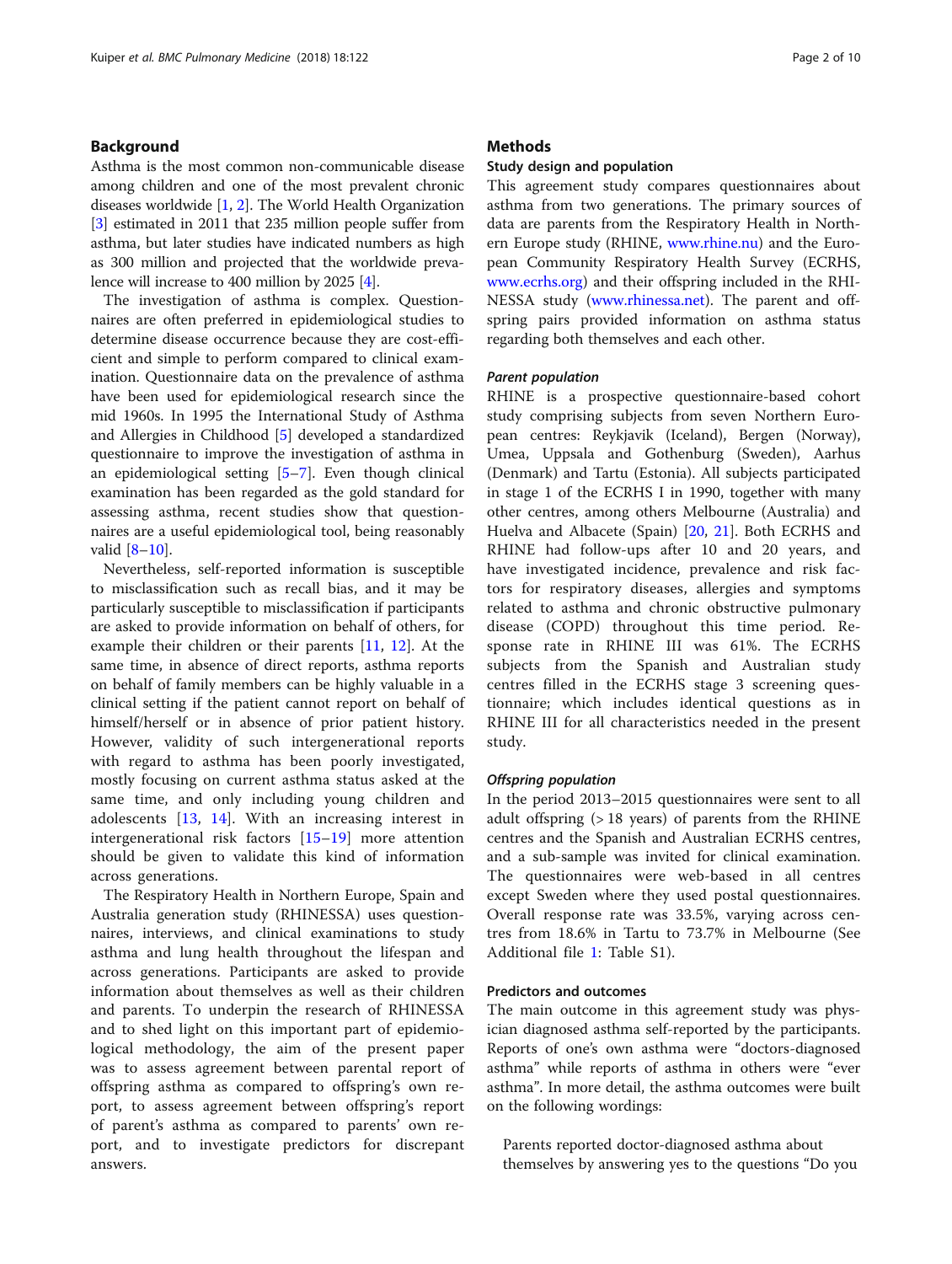## Background

Asthma is the most common non-communicable disease among children and one of the most prevalent chronic diseases worldwide [1, 2]. The World Health Organization [3] estimated in 2011 that 235 million people suffer from asthma, but later studies have indicated numbers as high as 300 million and projected that the worldwide prevalence will increase to 400 million by 2025 [4].

The investigation of asthma is complex. Questionnaires are often preferred in epidemiological studies to determine disease occurrence because they are cost-efficient and simple to perform compared to clinical examination. Questionnaire data on the prevalence of asthma have been used for epidemiological research since the mid 1960s. In 1995 the International Study of Asthma and Allergies in Childhood [5] developed a standardized questionnaire to improve the investigation of asthma in an epidemiological setting [5–7]. Even though clinical examination has been regarded as the gold standard for assessing asthma, recent studies show that questionnaires are a useful epidemiological tool, being reasonably valid [8–10].

Nevertheless, self-reported information is susceptible to misclassification such as recall bias, and it may be particularly susceptible to misclassification if participants are asked to provide information on behalf of others, for example their children or their parents [11, 12]. At the same time, in absence of direct reports, asthma reports on behalf of family members can be highly valuable in a clinical setting if the patient cannot report on behalf of himself/herself or in absence of prior patient history. However, validity of such intergenerational reports with regard to asthma has been poorly investigated, mostly focusing on current asthma status asked at the same time, and only including young children and adolescents [13, 14]. With an increasing interest in intergenerational risk factors [15–19] more attention should be given to validate this kind of information across generations.

The Respiratory Health in Northern Europe, Spain and Australia generation study (RHINESSA) uses questionnaires, interviews, and clinical examinations to study asthma and lung health throughout the lifespan and across generations. Participants are asked to provide information about themselves as well as their children and parents. To underpin the research of RHINESSA and to shed light on this important part of epidemiological methodology, the aim of the present paper was to assess agreement between parental report of offspring asthma as compared to offspring's own report, to assess agreement between offspring's report of parent's asthma as compared to parents' own report, and to investigate predictors for discrepant answers.

## Methods

### Study design and population

This agreement study compares questionnaires about asthma from two generations. The primary sources of data are parents from the Respiratory Health in Northern Europe study (RHINE, www.rhine.nu) and the European Community Respiratory Health Survey (ECRHS, www.ecrhs.org) and their offspring included in the RHINESSA study (www.rhinessa.net). The parent and offspring pairs provided information on asthma status regarding both themselves and each other.

#### *Parent population*

RHINE is a prospective questionnaire-based cohort study comprising subjects from seven Northern European centres: Reykjavik (Iceland), Bergen (Norway), Umea, Uppsala and Gothenburg (Sweden), Aarhus (Denmark) and Tartu (Estonia). All subjects participated in stage 1 of the ECRHS I in 1990, together with many other centres, among others Melbourne (Australia) and Huelva and Albacete (Spain) [20, 21]. Both ECRHS and RHINE had follow-ups after 10 and 20 years, and have investigated incidence, prevalence and risk factors for respiratory diseases, allergies and symptoms related to asthma and chronic obstructive pulmonary disease (COPD) throughout this time period. Response rate in RHINE III was 61%. The ECRHS subjects from the Spanish and Australian study centres filled in the ECRHS stage 3 screening questionnaire; which includes identical questions as in RHINE III for all characteristics needed in the present study.

#### *Offspring population*

In the period 2013–2015 questionnaires were sent to all adult offspring (> 18 years) of parents from the RHINE centres and the Spanish and Australian ECRHS centres, and a sub-sample was invited for clinical examination. The questionnaires were web-based in all centres except Sweden where they used postal questionnaires. Overall response rate was 33.5%, varying across centres from 18.6% in Tartu to 73.7% in Melbourne (See Additional file 1: Table S1).

### Predictors and outcomes

The main outcome in this agreement study was physician diagnosed asthma self-reported by the participants. Reports of one's own asthma were "doctors-diagnosed asthma" while reports of asthma in others were "ever asthma". In more detail, the asthma outcomes were built on the following wordings:

> Parents reported doctor-diagnosed asthma about themselves by answering yes to the questions "Do you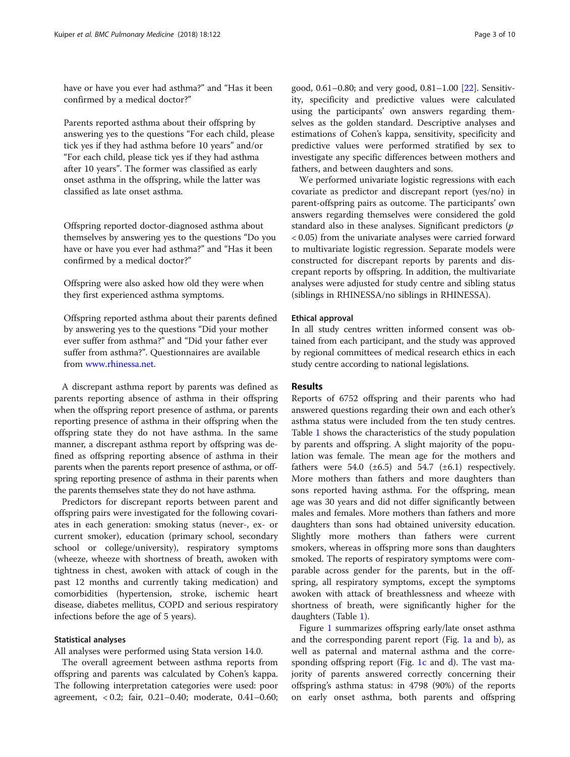have or have you ever had asthma?" and "Has it been confirmed by a medical doctor?"

Parents reported asthma about their offspring by answering yes to the questions "For each child, please tick yes if they had asthma before 10 years" and/or "For each child, please tick yes if they had asthma after 10 years". The former was classified as early onset asthma in the offspring, while the latter was classified as late onset asthma.

Offspring reported doctor-diagnosed asthma about themselves by answering yes to the questions "Do you have or have you ever had asthma?" and "Has it been confirmed by a medical doctor?"

Offspring were also asked how old they were when they first experienced asthma symptoms.

Offspring reported asthma about their parents defined by answering yes to the questions "Did your mother ever suffer from asthma?" and "Did your father ever suffer from asthma?". Questionnaires are available from www.rhinessa.net.

A discrepant asthma report by parents was defined as parents reporting absence of asthma in their offspring when the offspring report presence of asthma, or parents reporting presence of asthma in their offspring when the offspring state they do not have asthma. In the same manner, a discrepant asthma report by offspring was defined as offspring reporting absence of asthma in their parents when the parents report presence of asthma, or offspring reporting presence of asthma in their parents when the parents themselves state they do not have asthma.

Predictors for discrepant reports between parent and offspring pairs were investigated for the following covariates in each generation: smoking status (never-, ex- or current smoker), education (primary school, secondary school or college/university), respiratory symptoms (wheeze, wheeze with shortness of breath, awoken with tightness in chest, awoken with attack of cough in the past 12 months and currently taking medication) and comorbidities (hypertension, stroke, ischemic heart disease, diabetes mellitus, COPD and serious respiratory infections before the age of 5 years).

### Statistical analyses

All analyses were performed using Stata version 14.0.

The overall agreement between asthma reports from offspring and parents was calculated by Cohen's kappa. The following interpretation categories were used: poor agreement, < 0.2; fair, 0.21–0.40; moderate, 0.41–0.60; good, 0.61–0.80; and very good, 0.81–1.00 [22]. Sensitivity, specificity and predictive values were calculated using the participants' own answers regarding themselves as the golden standard. Descriptive analyses and estimations of Cohen's kappa, sensitivity, specificity and predictive values were performed stratified by sex to investigate any specific differences between mothers and fathers, and between daughters and sons.

We performed univariate logistic regressions with each covariate as predictor and discrepant report (yes/no) in parent-offspring pairs as outcome. The participants' own answers regarding themselves were considered the gold standard also in these analyses. Significant predictors ($p < 0.05$) from the univariate analyses were carried forward to multivariate logistic regression. Separate models were constructed for discrepant reports by parents and discrepant reports by offspring. In addition, the multivariate analyses were adjusted for study centre and sibling status (siblings in RHINESSA/no siblings in RHINESSA).

### Ethical approval

In all study centres written informed consent was obtained from each participant, and the study was approved by regional committees of medical research ethics in each study centre according to national legislations.

## Results

Reports of 6752 offspring and their parents who had answered questions regarding their own and each other's asthma status were included from the ten study centres. Table 1 shows the characteristics of the study population by parents and offspring. A slight majority of the population was female. The mean age for the mothers and fathers were 54.0 (±6.5) and 54.7 (±6.1) respectively. More mothers than fathers and more daughters than sons reported having asthma. For the offspring, mean age was 30 years and did not differ significantly between males and females. More mothers than fathers and more daughters than sons had obtained university education. Slightly more mothers than fathers were current smokers, whereas in offspring more sons than daughters smoked. The reports of respiratory symptoms were comparable across gender for the parents, but in the offspring, all respiratory symptoms, except the symptoms awoken with attack of breathlessness and wheeze with shortness of breath, were significantly higher for the daughters (Table 1).

Figure 1 summarizes offspring early/late onset asthma and the corresponding parent report (Fig. 1a and b), as well as paternal and maternal asthma and the corresponding offspring report (Fig. 1c and d). The vast majority of parents answered correctly concerning their offspring's asthma status: in 4798 (90%) of the reports on early onset asthma, both parents and offspring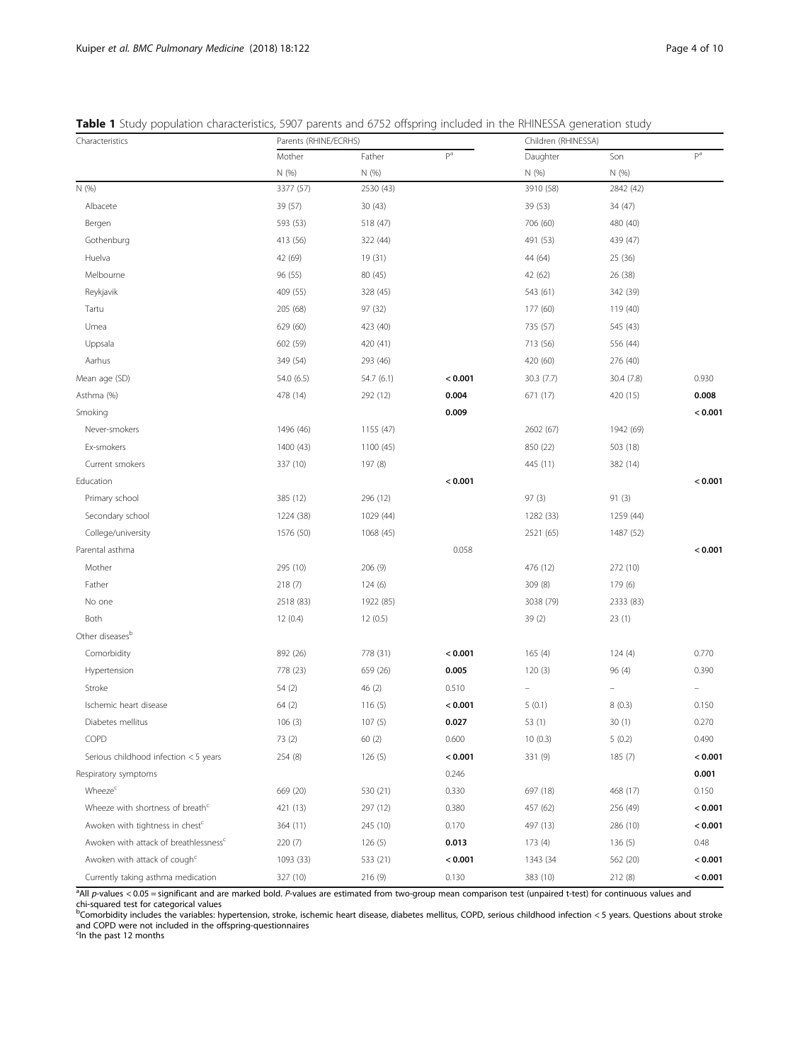**Table 1** Study population characteristics, 5907 parents and 6752 offspring included in the RHINESSA generation study

| Characteristics | Parents (RHINE/ECRHS) | | | Children (RHINESSA) | | |
|---|---|---|---|---|---|---|
| | Mother | Father | P[a] | Daughter | Son | P[a] |
| | N (%) | N (%) | | N (%) | N (%) | |
| N (%) | 3377 (57) | 2530 (43) | | 3910 (58) | 2842 (42) | |
| Albacete | 39 (57) | 30 (43) | | 39 (53) | 34 (47) | |
| Bergen | 593 (53) | 518 (47) | | 706 (60) | 480 (40) | |
| Gothenburg | 413 (56) | 322 (44) | | 491 (53) | 439 (47) | |
| Huelva | 42 (69) | 19 (31) | | 44 (64) | 25 (36) | |
| Melbourne | 96 (55) | 80 (45) | | 42 (62) | 26 (38) | |
| Reykjavik | 409 (55) | 328 (45) | | 543 (61) | 342 (39) | |
| Tartu | 205 (68) | 97 (32) | | 177 (60) | 119 (40) | |
| Umea | 629 (60) | 423 (40) | | 735 (57) | 545 (43) | |
| Uppsala | 602 (59) | 420 (41) | | 713 (56) | 556 (44) | |
| Aarhus | 349 (54) | 293 (46) | | 420 (60) | 276 (40) | |
| Mean age (SD) | 54.0 (6.5) | 54.7 (6.1) | **< 0.001** | 30.3 (7.7) | 30.4 (7.8) | 0.930 |
| Asthma (%) | 478 (14) | 292 (12) | **0.004** | 671 (17) | 420 (15) | **0.008** |
| Smoking | | | **0.009** | | | **< 0.001** |
| Never-smokers | 1496 (46) | 1155 (47) | | 2602 (67) | 1942 (69) | |
| Ex-smokers | 1400 (43) | 1100 (45) | | 850 (22) | 503 (18) | |
| Current smokers | 337 (10) | 197 (8) | | 445 (11) | 382 (14) | |
| Education | | | **< 0.001** | | | **< 0.001** |
| Primary school | 385 (12) | 296 (12) | | 97 (3) | 91 (3) | |
| Secondary school | 1224 (38) | 1029 (44) | | 1282 (33) | 1259 (44) | |
| College/university | 1576 (50) | 1068 (45) | | 2521 (65) | 1487 (52) | |
| Parental asthma | | | 0.058 | | | **< 0.001** |
| Mother | 295 (10) | 206 (9) | | 476 (12) | 272 (10) | |
| Father | 218 (7) | 124 (6) | | 309 (8) | 179 (6) | |
| No one | 2518 (83) | 1922 (85) | | 3038 (79) | 2333 (83) | |
| Both | 12 (0.4) | 12 (0.5) | | 39 (2) | 23 (1) | |
| Other diseases[b] | | | | | | |
| Comorbidity | 892 (26) | 778 (31) | **< 0.001** | 165 (4) | 124 (4) | 0.770 |
| Hypertension | 778 (23) | 659 (26) | **0.005** | 120 (3) | 96 (4) | 0.390 |
| Stroke | 54 (2) | 46 (2) | 0.510 | – | – | – |
| Ischemic heart disease | 64 (2) | 116 (5) | **< 0.001** | 5 (0.1) | 8 (0.3) | 0.150 |
| Diabetes mellitus | 106 (3) | 107 (5) | **0.027** | 53 (1) | 30 (1) | 0.270 |
| COPD | 73 (2) | 60 (2) | 0.600 | 10 (0.3) | 5 (0.2) | 0.490 |
| Serious childhood infection < 5 years | 254 (8) | 126 (5) | **< 0.001** | 331 (9) | 185 (7) | **< 0.001** |
| Respiratory symptoms | | | 0.246 | | | **0.001** |
| Wheeze[c] | 669 (20) | 530 (21) | 0.330 | 697 (18) | 468 (17) | 0.150 |
| Wheeze with shortness of breath[c] | 421 (13) | 297 (12) | 0.380 | 457 (62) | 256 (49) | **< 0.001** |
| Awoken with tightness in chest[c] | 364 (11) | 245 (10) | 0.170 | 497 (13) | 286 (10) | **< 0.001** |
| Awoken with attack of breathlessness[c] | 220 (7) | 126 (5) | **0.013** | 173 (4) | 136 (5) | 0.48 |
| Awoken with attack of cough[c] | 1093 (33) | 533 (21) | **< 0.001** | 1343 (34 | 562 (20) | **< 0.001** |
| Currently taking asthma medication | 327 (10) | 216 (9) | 0.130 | 383 (10) | 212 (8) | **< 0.001** |

[a]All *p*-values < 0.05 = significant and are marked bold. *P*-values are estimated from two-group mean comparison test (unpaired t-test) for continuous values and chi-squared test for categorical values
[b]Comorbidity includes the variables: hypertension, stroke, ischemic heart disease, diabetes mellitus, COPD, serious childhood infection < 5 years. Questions about stroke and COPD were not included in the offspring-questionnaires
[c]In the past 12 months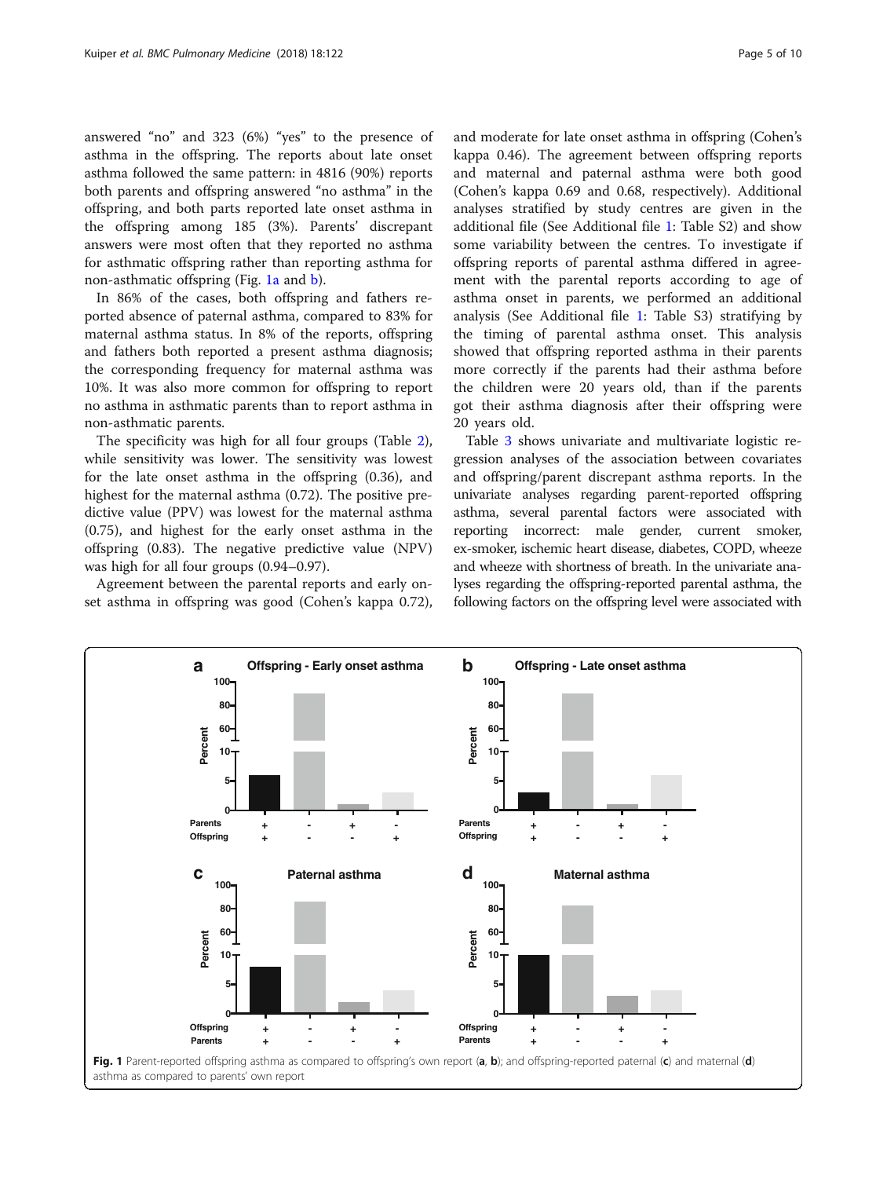answered "no" and 323 (6%) "yes" to the presence of asthma in the offspring. The reports about late onset asthma followed the same pattern: in 4816 (90%) reports both parents and offspring answered "no asthma" in the offspring, and both parts reported late onset asthma in the offspring among 185 (3%). Parents' discrepant answers were most often that they reported no asthma for asthmatic offspring rather than reporting asthma for non-asthmatic offspring (Fig. 1a and b).

In 86% of the cases, both offspring and fathers reported absence of paternal asthma, compared to 83% for maternal asthma status. In 8% of the reports, offspring and fathers both reported a present asthma diagnosis; the corresponding frequency for maternal asthma was 10%. It was also more common for offspring to report no asthma in asthmatic parents than to report asthma in non-asthmatic parents.

The specificity was high for all four groups (Table 2), while sensitivity was lower. The sensitivity was lowest for the late onset asthma in the offspring (0.36), and highest for the maternal asthma (0.72). The positive predictive value (PPV) was lowest for the maternal asthma (0.75), and highest for the early onset asthma in the offspring (0.83). The negative predictive value (NPV) was high for all four groups (0.94–0.97).

Agreement between the parental reports and early onset asthma in offspring was good (Cohen's kappa 0.72), and moderate for late onset asthma in offspring (Cohen's kappa 0.46). The agreement between offspring reports and maternal and paternal asthma were both good (Cohen's kappa 0.69 and 0.68, respectively). Additional analyses stratified by study centres are given in the additional file (See Additional file 1: Table S2) and show some variability between the centres. To investigate if offspring reports of parental asthma differed in agreement with the parental reports according to age of asthma onset in parents, we performed an additional analysis (See Additional file 1: Table S3) stratifying by the timing of parental asthma onset. This analysis showed that offspring reported asthma in their parents more correctly if the parents had their asthma before the children were 20 years old, than if the parents got their asthma diagnosis after their offspring were 20 years old.

Table 3 shows univariate and multivariate logistic regression analyses of the association between covariates and offspring/parent discrepant asthma reports. In the univariate analyses regarding parent-reported offspring asthma, several parental factors were associated with reporting incorrect: male gender, current smoker, ex-smoker, ischemic heart disease, diabetes, COPD, wheeze and wheeze with shortness of breath. In the univariate analyses regarding the offspring-reported parental asthma, the following factors on the offspring level were associated with

**Fig. 1** Parent-reported offspring asthma as compared to offspring's own report (**a**, **b**); and offspring-reported paternal (**c**) and maternal (**d**) asthma as compared to parents' own report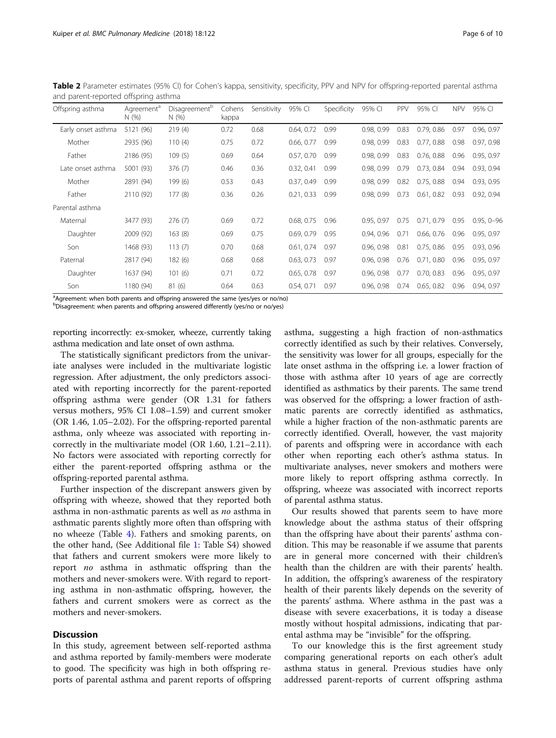**Table 2** Parameter estimates (95% CI) for Cohen's kappa, sensitivity, specificity, PPV and NPV for offspring-reported parental asthma and parent-reported offspring asthma

| Offspring asthma | Agreement[a] N (%) | Disagreement[b] N (%) | Cohens kappa | Sensitivity | 95% CI | Specificity | 95% CI | PPV | 95% CI | NPV | 95% CI |
|---|---|---|---|---|---|---|---|---|---|---|---|
| Early onset asthma | 5121 (96) | 219 (4) | 0.72 | 0.68 | 0.64, 0.72 | 0.99 | 0.98, 0.99 | 0.83 | 0.79, 0.86 | 0.97 | 0.96, 0.97 |
| Mother | 2935 (96) | 110 (4) | 0.75 | 0.72 | 0.66, 0.77 | 0.99 | 0.98, 0.99 | 0.83 | 0.77, 0.88 | 0.98 | 0.97, 0.98 |
| Father | 2186 (95) | 109 (5) | 0.69 | 0.64 | 0.57, 0.70 | 0.99 | 0.98, 0.99 | 0.83 | 0.76, 0.88 | 0.96 | 0.95, 0.97 |
| Late onset asthma | 5001 (93) | 376 (7) | 0.46 | 0.36 | 0.32, 0.41 | 0.99 | 0.98, 0.99 | 0.79 | 0.73, 0.84 | 0.94 | 0.93, 0.94 |
| Mother | 2891 (94) | 199 (6) | 0.53 | 0.43 | 0.37, 0.49 | 0.99 | 0.98, 0.99 | 0.82 | 0.75, 0.88 | 0.94 | 0.93, 0.95 |
| Father | 2110 (92) | 177 (8) | 0.36 | 0.26 | 0.21, 0.33 | 0.99 | 0.98, 0.99 | 0.73 | 0.61, 0.82 | 0.93 | 0.92, 0.94 |
| Parental asthma | | | | | | | | | | | |
| Maternal | 3477 (93) | 276 (7) | 0.69 | 0.72 | 0.68, 0.75 | 0.96 | 0.95, 0.97 | 0.75 | 0.71, 0.79 | 0.95 | 0.95, 0–96 |
| Daughter | 2009 (92) | 163 (8) | 0.69 | 0.75 | 0.69, 0.79 | 0.95 | 0.94, 0.96 | 0.71 | 0.66, 0.76 | 0.96 | 0.95, 0.97 |
| Son | 1468 (93) | 113 (7) | 0.70 | 0.68 | 0.61, 0.74 | 0.97 | 0.96, 0.98 | 0.81 | 0.75, 0.86 | 0.95 | 0.93, 0.96 |
| Paternal | 2817 (94) | 182 (6) | 0.68 | 0.68 | 0.63, 0.73 | 0.97 | 0.96, 0.98 | 0.76 | 0.71, 0.80 | 0.96 | 0.95, 0.97 |
| Daughter | 1637 (94) | 101 (6) | 0.71 | 0.72 | 0.65, 0.78 | 0.97 | 0.96, 0.98 | 0.77 | 0.70, 0.83 | 0.96 | 0.95, 0.97 |
| Son | 1180 (94) | 81 (6) | 0.64 | 0.63 | 0.54, 0.71 | 0.97 | 0.96, 0.98 | 0.74 | 0.65, 0.82 | 0.96 | 0.94, 0.97 |

[a]Agreement: when both parents and offspring answered the same (yes/yes or no/no)
[b]Disagreement: when parents and offspring answered differently (yes/no or no/yes)

reporting incorrectly: ex-smoker, wheeze, currently taking asthma medication and late onset of own asthma.

The statistically significant predictors from the univariate analyses were included in the multivariate logistic regression. After adjustment, the only predictors associated with reporting incorrectly for the parent-reported offspring asthma were gender (OR 1.31 for fathers versus mothers, 95% CI 1.08–1.59) and current smoker (OR 1.46, 1.05–2.02). For the offspring-reported parental asthma, only wheeze was associated with reporting incorrectly in the multivariate model (OR 1.60, 1.21–2.11). No factors were associated with reporting correctly for either the parent-reported offspring asthma or the offspring-reported parental asthma.

Further inspection of the discrepant answers given by offspring with wheeze, showed that they reported both asthma in non-asthmatic parents as well as *no* asthma in asthmatic parents slightly more often than offspring with no wheeze (Table 4). Fathers and smoking parents, on the other hand, (See Additional file 1: Table S4) showed that fathers and current smokers were more likely to report *no* asthma in asthmatic offspring than the mothers and never-smokers were. With regard to reporting asthma in non-asthmatic offspring, however, the fathers and current smokers were as correct as the mothers and never-smokers.

## Discussion

In this study, agreement between self-reported asthma and asthma reported by family-members were moderate to good. The specificity was high in both offspring reports of parental asthma and parent reports of offspring asthma, suggesting a high fraction of non-asthmatics correctly identified as such by their relatives. Conversely, the sensitivity was lower for all groups, especially for the late onset asthma in the offspring i.e. a lower fraction of those with asthma after 10 years of age are correctly identified as asthmatics by their parents. The same trend was observed for the offspring; a lower fraction of asthmatic parents are correctly identified as asthmatics, while a higher fraction of the non-asthmatic parents are correctly identified. Overall, however, the vast majority of parents and offspring were in accordance with each other when reporting each other's asthma status. In multivariate analyses, never smokers and mothers were more likely to report offspring asthma correctly. In offspring, wheeze was associated with incorrect reports of parental asthma status.

Our results showed that parents seem to have more knowledge about the asthma status of their offspring than the offspring have about their parents' asthma condition. This may be reasonable if we assume that parents are in general more concerned with their children's health than the children are with their parents' health. In addition, the offspring's awareness of the respiratory health of their parents likely depends on the severity of the parents' asthma. Where asthma in the past was a disease with severe exacerbations, it is today a disease mostly without hospital admissions, indicating that parental asthma may be "invisible" for the offspring.

To our knowledge this is the first agreement study comparing generational reports on each other's adult asthma status in general. Previous studies have only addressed parent-reports of current offspring asthma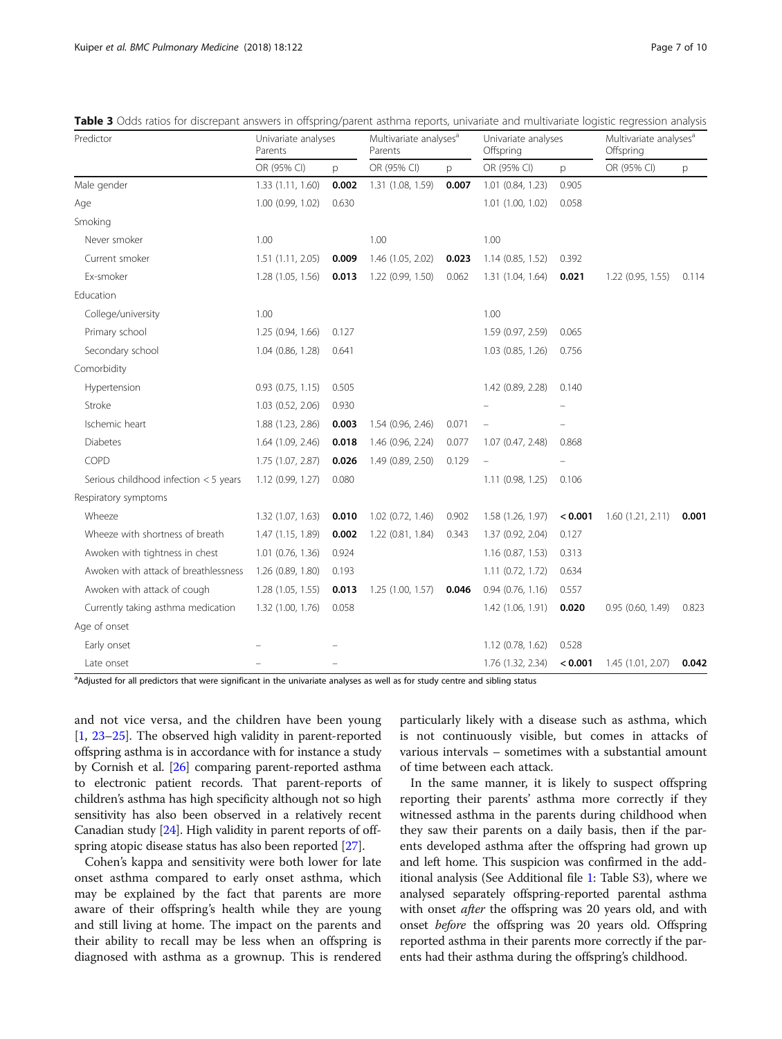**Table 3** Odds ratios for discrepant answers in offspring/parent asthma reports, univariate and multivariate logistic regression analysis

| Predictor | Univariate analyses Parents | | Multivariate analyses[a] Parents | | Univariate analyses Offspring | | Multivariate analyses[a] Offspring | |
|---|---|---|---|---|---|---|---|---|
| | OR (95% CI) | p | OR (95% CI) | p | OR (95% CI) | p | OR (95% CI) | p |
| Male gender | 1.33 (1.11, 1.60) | **0.002** | 1.31 (1.08, 1.59) | **0.007** | 1.01 (0.84, 1.23) | 0.905 | | |
| Age | 1.00 (0.99, 1.02) | 0.630 | | | 1.01 (1.00, 1.02) | 0.058 | | |
| Smoking | | | | | | | | |
| Never smoker | 1.00 | | 1.00 | | 1.00 | | | |
| Current smoker | 1.51 (1.11, 2.05) | **0.009** | 1.46 (1.05, 2.02) | **0.023** | 1.14 (0.85, 1.52) | 0.392 | | |
| Ex-smoker | 1.28 (1.05, 1.56) | **0.013** | 1.22 (0.99, 1.50) | 0.062 | 1.31 (1.04, 1.64) | **0.021** | 1.22 (0.95, 1.55) | 0.114 |
| Education | | | | | | | | |
| College/university | 1.00 | | | | 1.00 | | | |
| Primary school | 1.25 (0.94, 1.66) | 0.127 | | | 1.59 (0.97, 2.59) | 0.065 | | |
| Secondary school | 1.04 (0.86, 1.28) | 0.641 | | | 1.03 (0.85, 1.26) | 0.756 | | |
| Comorbidity | | | | | | | | |
| Hypertension | 0.93 (0.75, 1.15) | 0.505 | | | 1.42 (0.89, 2.28) | 0.140 | | |
| Stroke | 1.03 (0.52, 2.06) | 0.930 | | | – | – | | |
| Ischemic heart | 1.88 (1.23, 2.86) | **0.003** | 1.54 (0.96, 2.46) | 0.071 | – | – | | |
| Diabetes | 1.64 (1.09, 2.46) | **0.018** | 1.46 (0.96, 2.24) | 0.077 | 1.07 (0.47, 2.48) | 0.868 | | |
| COPD | 1.75 (1.07, 2.87) | **0.026** | 1.49 (0.89, 2.50) | 0.129 | – | – | | |
| Serious childhood infection < 5 years | 1.12 (0.99, 1.27) | 0.080 | | | 1.11 (0.98, 1.25) | 0.106 | | |
| Respiratory symptoms | | | | | | | | |
| Wheeze | 1.32 (1.07, 1.63) | **0.010** | 1.02 (0.72, 1.46) | 0.902 | 1.58 (1.26, 1.97) | **< 0.001** | 1.60 (1.21, 2.11) | **0.001** |
| Wheeze with shortness of breath | 1.47 (1.15, 1.89) | **0.002** | 1.22 (0.81, 1.84) | 0.343 | 1.37 (0.92, 2.04) | 0.127 | | |
| Awoken with tightness in chest | 1.01 (0.76, 1.36) | 0.924 | | | 1.16 (0.87, 1.53) | 0.313 | | |
| Awoken with attack of breathlessness | 1.26 (0.89, 1.80) | 0.193 | | | 1.11 (0.72, 1.72) | 0.634 | | |
| Awoken with attack of cough | 1.28 (1.05, 1.55) | **0.013** | 1.25 (1.00, 1.57) | **0.046** | 0.94 (0.76, 1.16) | 0.557 | | |
| Currently taking asthma medication | 1.32 (1.00, 1.76) | 0.058 | | | 1.42 (1.06, 1.91) | **0.020** | 0.95 (0.60, 1.49) | 0.823 |
| Age of onset | | | | | | | | |
| Early onset | – | – | | | 1.12 (0.78, 1.62) | 0.528 | | |
| Late onset | – | – | | | 1.76 (1.32, 2.34) | **< 0.001** | 1.45 (1.01, 2.07) | **0.042** |

[a]Adjusted for all predictors that were significant in the univariate analyses as well as for study centre and sibling status

and not vice versa, and the children have been young [1, 23–25]. The observed high validity in parent-reported offspring asthma is in accordance with for instance a study by Cornish et al. [26] comparing parent-reported asthma to electronic patient records. That parent-reports of children's asthma has high specificity although not so high sensitivity has also been observed in a relatively recent Canadian study [24]. High validity in parent reports of offspring atopic disease status has also been reported [27].

Cohen's kappa and sensitivity were both lower for late onset asthma compared to early onset asthma, which may be explained by the fact that parents are more aware of their offspring's health while they are young and still living at home. The impact on the parents and their ability to recall may be less when an offspring is diagnosed with asthma as a grownup. This is rendered particularly likely with a disease such as asthma, which is not continuously visible, but comes in attacks of various intervals – sometimes with a substantial amount of time between each attack.

In the same manner, it is likely to suspect offspring reporting their parents' asthma more correctly if they witnessed asthma in the parents during childhood when they saw their parents on a daily basis, then if the parents developed asthma after the offspring had grown up and left home. This suspicion was confirmed in the additional analysis (See Additional file 1: Table S3), where we analysed separately offspring-reported parental asthma with onset *after* the offspring was 20 years old, and with onset *before* the offspring was 20 years old. Offspring reported asthma in their parents more correctly if the parents had their asthma during the offspring's childhood.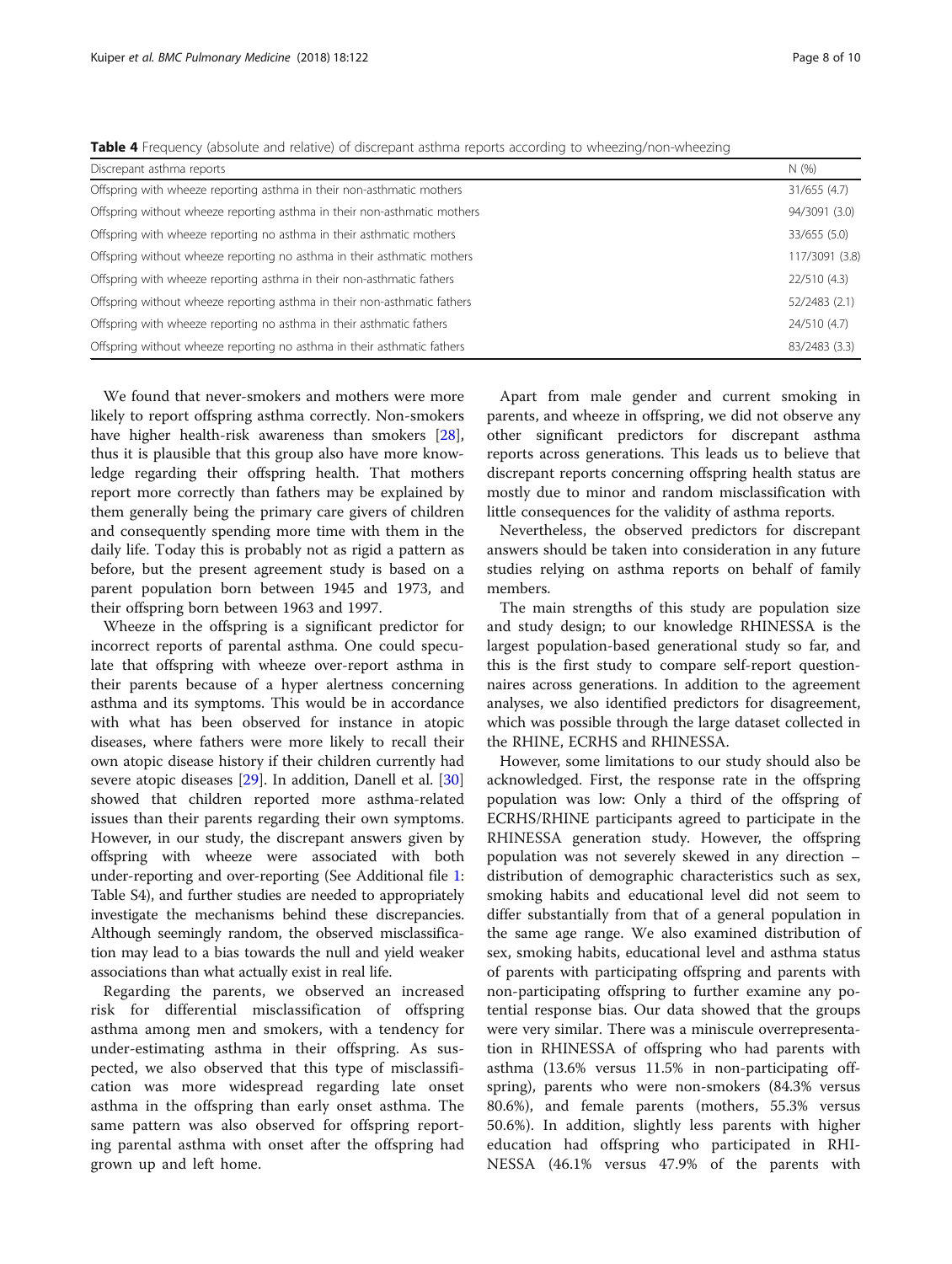**Table 4** Frequency (absolute and relative) of discrepant asthma reports according to wheezing/non-wheezing

| Discrepant asthma reports | N (%) |
|---|---|
| Offspring with wheeze reporting asthma in their non-asthmatic mothers | 31/655 (4.7) |
| Offspring without wheeze reporting asthma in their non-asthmatic mothers | 94/3091 (3.0) |
| Offspring with wheeze reporting no asthma in their asthmatic mothers | 33/655 (5.0) |
| Offspring without wheeze reporting no asthma in their asthmatic mothers | 117/3091 (3.8) |
| Offspring with wheeze reporting asthma in their non-asthmatic fathers | 22/510 (4.3) |
| Offspring without wheeze reporting asthma in their non-asthmatic fathers | 52/2483 (2.1) |
| Offspring with wheeze reporting no asthma in their asthmatic fathers | 24/510 (4.7) |
| Offspring without wheeze reporting no asthma in their asthmatic fathers | 83/2483 (3.3) |

We found that never-smokers and mothers were more likely to report offspring asthma correctly. Non-smokers have higher health-risk awareness than smokers [28], thus it is plausible that this group also have more knowledge regarding their offspring health. That mothers report more correctly than fathers may be explained by them generally being the primary care givers of children and consequently spending more time with them in the daily life. Today this is probably not as rigid a pattern as before, but the present agreement study is based on a parent population born between 1945 and 1973, and their offspring born between 1963 and 1997.

Wheeze in the offspring is a significant predictor for incorrect reports of parental asthma. One could speculate that offspring with wheeze over-report asthma in their parents because of a hyper alertness concerning asthma and its symptoms. This would be in accordance with what has been observed for instance in atopic diseases, where fathers were more likely to recall their own atopic disease history if their children currently had severe atopic diseases [29]. In addition, Danell et al. [30] showed that children reported more asthma-related issues than their parents regarding their own symptoms. However, in our study, the discrepant answers given by offspring with wheeze were associated with both under-reporting and over-reporting (See Additional file 1: Table S4), and further studies are needed to appropriately investigate the mechanisms behind these discrepancies. Although seemingly random, the observed misclassification may lead to a bias towards the null and yield weaker associations than what actually exist in real life.

Regarding the parents, we observed an increased risk for differential misclassification of offspring asthma among men and smokers, with a tendency for under-estimating asthma in their offspring. As suspected, we also observed that this type of misclassification was more widespread regarding late onset asthma in the offspring than early onset asthma. The same pattern was also observed for offspring reporting parental asthma with onset after the offspring had grown up and left home.

Apart from male gender and current smoking in parents, and wheeze in offspring, we did not observe any other significant predictors for discrepant asthma reports across generations. This leads us to believe that discrepant reports concerning offspring health status are mostly due to minor and random misclassification with little consequences for the validity of asthma reports.

Nevertheless, the observed predictors for discrepant answers should be taken into consideration in any future studies relying on asthma reports on behalf of family members.

The main strengths of this study are population size and study design; to our knowledge RHINESSA is the largest population-based generational study so far, and this is the first study to compare self-report questionnaires across generations. In addition to the agreement analyses, we also identified predictors for disagreement, which was possible through the large dataset collected in the RHINE, ECRHS and RHINESSA.

However, some limitations to our study should also be acknowledged. First, the response rate in the offspring population was low: Only a third of the offspring of ECRHS/RHINE participants agreed to participate in the RHINESSA generation study. However, the offspring population was not severely skewed in any direction – distribution of demographic characteristics such as sex, smoking habits and educational level did not seem to differ substantially from that of a general population in the same age range. We also examined distribution of sex, smoking habits, educational level and asthma status of parents with participating offspring and parents with non-participating offspring to further examine any potential response bias. Our data showed that the groups were very similar. There was a miniscule overrepresentation in RHINESSA of offspring who had parents with asthma (13.6% versus 11.5% in non-participating offspring), parents who were non-smokers (84.3% versus 80.6%), and female parents (mothers, 55.3% versus 50.6%). In addition, slightly less parents with higher education had offspring who participated in RHINESSA (46.1% versus 47.9% of the parents with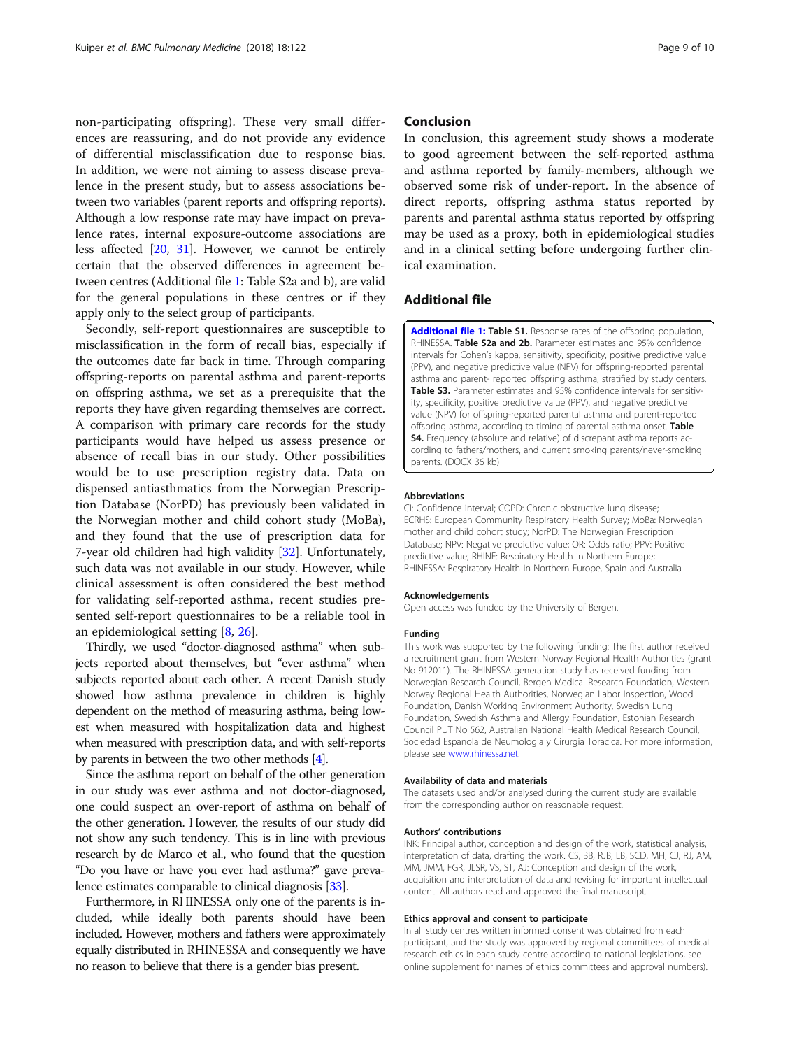non-participating offspring). These very small differences are reassuring, and do not provide any evidence of differential misclassification due to response bias. In addition, we were not aiming to assess disease prevalence in the present study, but to assess associations between two variables (parent reports and offspring reports). Although a low response rate may have impact on prevalence rates, internal exposure-outcome associations are less affected [20, 31]. However, we cannot be entirely certain that the observed differences in agreement between centres (Additional file 1: Table S2a and b), are valid for the general populations in these centres or if they apply only to the select group of participants.

Secondly, self-report questionnaires are susceptible to misclassification in the form of recall bias, especially if the outcomes date far back in time. Through comparing offspring-reports on parental asthma and parent-reports on offspring asthma, we set as a prerequisite that the reports they have given regarding themselves are correct. A comparison with primary care records for the study participants would have helped us assess presence or absence of recall bias in our study. Other possibilities would be to use prescription registry data. Data on dispensed antiasthmatics from the Norwegian Prescription Database (NorPD) has previously been validated in the Norwegian mother and child cohort study (MoBa), and they found that the use of prescription data for 7-year old children had high validity [32]. Unfortunately, such data was not available in our study. However, while clinical assessment is often considered the best method for validating self-reported asthma, recent studies presented self-report questionnaires to be a reliable tool in an epidemiological setting [8, 26].

Thirdly, we used "doctor-diagnosed asthma" when subjects reported about themselves, but "ever asthma" when subjects reported about each other. A recent Danish study showed how asthma prevalence in children is highly dependent on the method of measuring asthma, being lowest when measured with hospitalization data and highest when measured with prescription data, and with self-reports by parents in between the two other methods [4].

Since the asthma report on behalf of the other generation in our study was ever asthma and not doctor-diagnosed, one could suspect an over-report of asthma on behalf of the other generation. However, the results of our study did not show any such tendency. This is in line with previous research by de Marco et al., who found that the question "Do you have or have you ever had asthma?" gave prevalence estimates comparable to clinical diagnosis [33].

Furthermore, in RHINESSA only one of the parents is included, while ideally both parents should have been included. However, mothers and fathers were approximately equally distributed in RHINESSA and consequently we have no reason to believe that there is a gender bias present.

## Conclusion

In conclusion, this agreement study shows a moderate to good agreement between the self-reported asthma and asthma reported by family-members, although we observed some risk of under-report. In the absence of direct reports, offspring asthma status reported by parents and parental asthma status reported by offspring may be used as a proxy, both in epidemiological studies and in a clinical setting before undergoing further clinical examination.

## Additional file

**Additional file 1: Table S1.** Response rates of the offspring population, RHINESSA. **Table S2a and 2b.** Parameter estimates and 95% confidence intervals for Cohen's kappa, sensitivity, specificity, positive predictive value (PPV), and negative predictive value (NPV) for offspring-reported parental asthma and parent- reported offspring asthma, stratified by study centers. **Table S3.** Parameter estimates and 95% confidence intervals for sensitivity, specificity, positive predictive value (PPV), and negative predictive value (NPV) for offspring-reported parental asthma and parent-reported offspring asthma, according to timing of parental asthma onset. **Table S4.** Frequency (absolute and relative) of discrepant asthma reports according to fathers/mothers, and current smoking parents/never-smoking parents. (DOCX 36 kb)

#### Abbreviations

CI: Confidence interval; COPD: Chronic obstructive lung disease; ECRHS: European Community Respiratory Health Survey; MoBa: Norwegian mother and child cohort study; NorPD: The Norwegian Prescription Database; NPV: Negative predictive value; OR: Odds ratio; PPV: Positive predictive value; RHINE: Respiratory Health in Northern Europe; RHINESSA: Respiratory Health in Northern Europe, Spain and Australia

#### Acknowledgements

Open access was funded by the University of Bergen.

#### Funding

This work was supported by the following funding: The first author received a recruitment grant from Western Norway Regional Health Authorities (grant No 912011). The RHINESSA generation study has received funding from Norwegian Research Council, Bergen Medical Research Foundation, Western Norway Regional Health Authorities, Norwegian Labor Inspection, Wood Foundation, Danish Working Environment Authority, Swedish Lung Foundation, Swedish Asthma and Allergy Foundation, Estonian Research Council PUT No 562, Australian National Health Medical Research Council, Sociedad Espanola de Neumologia y Cirurgia Toracica. For more information, please see www.rhinessa.net.

#### Availability of data and materials

The datasets used and/or analysed during the current study are available from the corresponding author on reasonable request.

#### Authors' contributions

INK: Principal author, conception and design of the work, statistical analysis, interpretation of data, drafting the work. CS, BB, RJB, LB, SCD, MH, CJ, RJ, AM, MM, JMM, FGR, JLSR, VS, ST, AJ: Conception and design of the work, acquisition and interpretation of data and revising for important intellectual content. All authors read and approved the final manuscript.

#### Ethics approval and consent to participate

In all study centres written informed consent was obtained from each participant, and the study was approved by regional committees of medical research ethics in each study centre according to national legislations, see online supplement for names of ethics committees and approval numbers).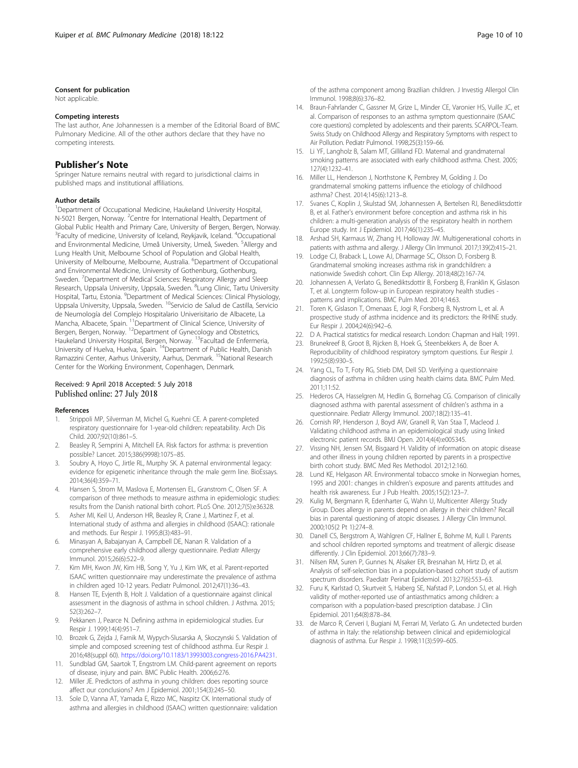#### Consent for publication

Not applicable.

#### Competing interests

The last author, Ane Johannessen is a member of the Editorial Board of BMC Pulmonary Medicine. All of the other authors declare that they have no competing interests.

## Publisher's Note

Springer Nature remains neutral with regard to jurisdictional claims in published maps and institutional affiliations.

#### Author details

[1]Department of Occupational Medicine, Haukeland University Hospital, N-5021 Bergen, Norway. [2]Centre for International Health, Department of Global Public Health and Primary Care, University of Bergen, Bergen, Norway. [3]Faculty of medicine, University of Iceland, Reykjavik, Iceland. [4]Occupational and Environmental Medicine, Umeå University, Umeå, Sweden. [5]Allergy and Lung Health Unit, Melbourne School of Population and Global Health, University of Melbourne, Melbourne, Australia. [6]Department of Occupational and Environmental Medicine, University of Gothenburg, Gothenburg, Sweden. [7]Department of Medical Sciences: Respiratory Allergy and Sleep Research, Uppsala University, Uppsala, Sweden. [8]Lung Clinic, Tartu University Hospital, Tartu, Estonia. [9]Department of Medical Sciences: Clinical Physiology, Uppsala University, Uppsala, Sweden. [10]Servicio de Salud de Castilla, Servicio de Neumología del Complejo Hospitalario Univerisitario de Albacete, La Mancha, Albacete, Spain. [11]Department of Clinical Science, University of Bergen, Bergen, Norway. [12]Department of Gynecology and Obstetrics, Haukeland University Hospital, Bergen, Norway. [13]Facultad de Enfermeria, University of Huelva, Huelva, Spain. [14]Department of Public Health, Danish Ramazzini Center, Aarhus University, Aarhus, Denmark. [15]National Research Center for the Working Environment, Copenhagen, Denmark.

Received: 9 April 2018 Accepted: 5 July 2018
Published online: 27 July 2018

#### References

1. Strippoli MP, Silverman M, Michel G, Kuehni CE. A parent-completed respiratory questionnaire for 1-year-old children: repeatability. Arch Dis Child. 2007;92(10):861–5.
2. Beasley R, Semprini A, Mitchell EA. Risk factors for asthma: is prevention possible? Lancet. 2015;386(9998):1075–85.
3. Soubry A, Hoyo C, Jirtle RL, Murphy SK. A paternal environmental legacy: evidence for epigenetic inheritance through the male germ line. BioEssays. 2014;36(4):359–71.
4. Hansen S, Strom M, Maslova E, Mortensen EL, Granstrom C, Olsen SF. A comparison of three methods to measure asthma in epidemiologic studies: results from the Danish national birth cohort. PLoS One. 2012;7(5):e36328.
5. Asher MI, Keil U, Anderson HR, Beasley R, Crane J, Martinez F, et al. International study of asthma and allergies in childhood (ISAAC): rationale and methods. Eur Respir J. 1995;8(3):483–91.
6. Minasyan A, Babajanyan A, Campbell DE, Nanan R. Validation of a comprehensive early childhood allergy questionnaire. Pediatr Allergy Immunol. 2015;26(6):522–9.
7. Kim MH, Kwon JW, Kim HB, Song Y, Yu J, Kim WK, et al. Parent-reported ISAAC written questionnaire may underestimate the prevalence of asthma in children aged 10-12 years. Pediatr Pulmonol. 2012;47(1):36–43.
8. Hansen TE, Evjenth B, Holt J. Validation of a questionnaire against clinical assessment in the diagnosis of asthma in school children. J Asthma. 2015; 52(3):262–7.
9. Pekkanen J, Pearce N. Defining asthma in epidemiological studies. Eur Respir J. 1999;14(4):951–7.
10. Brozek G, Zejda J, Farnik M, Wypych-Slusarska A, Skoczynski S. Validation of simple and composed screening test of childhood asthma. Eur Respir J. 2016;48(suppl 60). https://doi.org/10.1183/13993003.congress-2016.PA4231.
11. Sundblad GM, Saartok T, Engstrom LM. Child-parent agreement on reports of disease, injury and pain. BMC Public Health. 2006;6:276.
12. Miller JE. Predictors of asthma in young children: does reporting source affect our conclusions? Am J Epidemiol. 2001;154(3):245–50.
13. Sole D, Vanna AT, Yamada E, Rizzo MC, Naspitz CK. International study of asthma and allergies in childhood (ISAAC) written questionnaire: validation of the asthma component among Brazilian children. J Investig Allergol Clin Immunol. 1998;8(6):376–82.
14. Braun-Fahrlander C, Gassner M, Grize L, Minder CE, Varonier HS, Vuille JC, et al. Comparison of responses to an asthma symptom questionnaire (ISAAC core questions) completed by adolescents and their parents. SCARPOL-Team. Swiss Study on Childhood Allergy and Respiratory Symptoms with respect to Air Pollution. Pediatr Pulmonol. 1998;25(3):159–66.
15. Li YF, Langholz B, Salam MT, Gilliland FD. Maternal and grandmaternal smoking patterns are associated with early childhood asthma. Chest. 2005; 127(4):1232–41.
16. Miller LL, Henderson J, Northstone K, Pembrey M, Golding J. Do grandmaternal smoking patterns influence the etiology of childhood asthma? Chest. 2014;145(6):1213–8.
17. Svanes C, Koplin J, Skulstad SM, Johannessen A, Bertelsen RJ, Benediktsdottir B, et al. Father's environment before conception and asthma risk in his children: a multi-generation analysis of the respiratory health in northern Europe study. Int J Epidemiol. 2017;46(1):235–45.
18. Arshad SH, Karmaus W, Zhang H, Holloway JW. Multigenerational cohorts in patients with asthma and allergy. J Allergy Clin Immunol. 2017;139(2):415–21.
19. Lodge CJ, Braback L, Lowe AJ, Dharmage SC, Olsson D, Forsberg B. Grandmaternal smoking increases asthma risk in grandchildren: a nationwide Swedish cohort. Clin Exp Allergy. 2018;48(2):167-74.
20. Johannessen A, Verlato G, Benediktsdottir B, Forsberg B, Franklin K, Gislason T, et al. Longterm follow-up in European respiratory health studies - patterns and implications. BMC Pulm Med. 2014;14:63.
21. Toren K, Gislason T, Omenaas E, Jogi R, Forsberg B, Nystrom L, et al. A prospective study of asthma incidence and its predictors: the RHINE study. Eur Respir J. 2004;24(6):942–6.
22. D A. Practical statistics for medical research. London: Chapman and Hall; 1991.
23. Brunekreef B, Groot B, Rijcken B, Hoek G, Steenbekkers A, de Boer A. Reproducibility of childhood respiratory symptom questions. Eur Respir J. 1992;5(8):930–5.
24. Yang CL, To T, Foty RG, Stieb DM, Dell SD. Verifying a questionnaire diagnosis of asthma in children using health claims data. BMC Pulm Med. 2011;11:52.
25. Hederos CA, Hasselgren M, Hedlin G, Bornehag CG. Comparison of clinically diagnosed asthma with parental assessment of children's asthma in a questionnaire. Pediatr Allergy Immunol. 2007;18(2):135–41.
26. Cornish RP, Henderson J, Boyd AW, Granell R, Van Staa T, Macleod J. Validating childhood asthma in an epidemiological study using linked electronic patient records. BMJ Open. 2014;4(4):e005345.
27. Vissing NH, Jensen SM, Bisgaard H. Validity of information on atopic disease and other illness in young children reported by parents in a prospective birth cohort study. BMC Med Res Methodol. 2012;12:160.
28. Lund KE, Helgason AR. Environmental tobacco smoke in Norwegian homes, 1995 and 2001: changes in children's exposure and parents attitudes and health risk awareness. Eur J Pub Health. 2005;15(2):123–7.
29. Kulig M, Bergmann R, Edenharter G, Wahn U, Multicenter Allergy Study Group. Does allergy in parents depend on allergy in their children? Recall bias in parental questioning of atopic diseases. J Allergy Clin Immunol. 2000;105(2 Pt 1):274–8.
30. Danell CS, Bergstrom A, Wahlgren CF, Hallner E, Bohme M, Kull I. Parents and school children reported symptoms and treatment of allergic disease differently. J Clin Epidemiol. 2013;66(7):783–9.
31. Nilsen RM, Suren P, Gunnes N, Alsaker ER, Bresnahan M, Hirtz D, et al. Analysis of self-selection bias in a population-based cohort study of autism spectrum disorders. Paediatr Perinat Epidemiol. 2013;27(6):553–63.
32. Furu K, Karlstad O, Skurtveit S, Haberg SE, Nafstad P, London SJ, et al. High validity of mother-reported use of antiasthmatics among children: a comparison with a population-based prescription database. J Clin Epidemiol. 2011;64(8):878–84.
33. de Marco R, Cerveri I, Bugiani M, Ferrari M, Verlato G. An undetected burden of asthma in Italy: the relationship between clinical and epidemiological diagnosis of asthma. Eur Respir J. 1998;11(3):599–605.